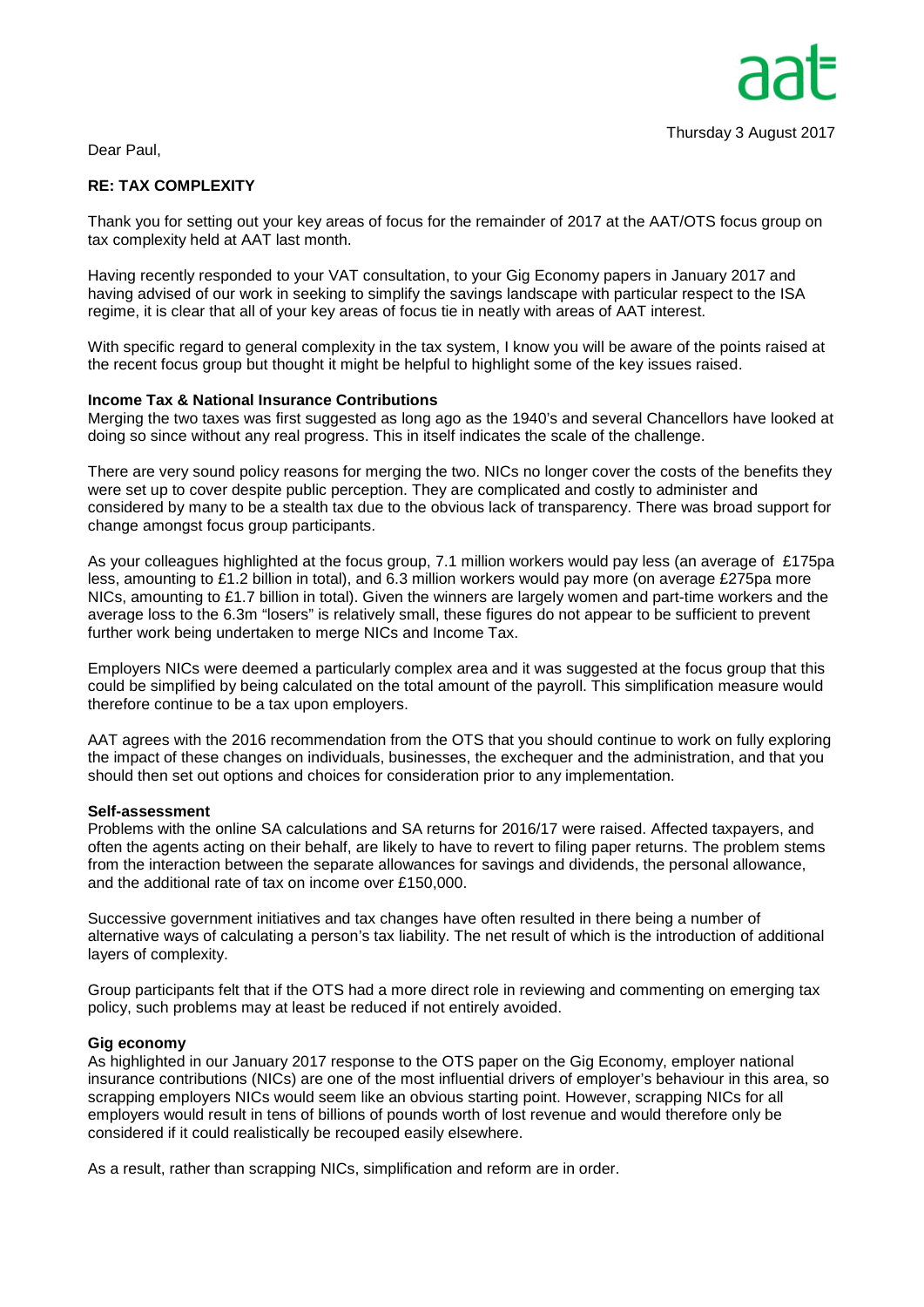aat

Thursday 3 August 2017

Dear Paul,

**RE: TAX COMPLEXITY**

Thank you for setting out your key areas of focus for the remainder of 2017 at the AAT/OTS focus group on tax complexity held at AAT last month.

Having recently responded to your VAT consultation, to your Gig Economy papers in January 2017 and having advised of our work in seeking to simplify the savings landscape with particular respect to the ISA regime, it is clear that all of your key areas of focus tie in neatly with areas of AAT interest.

With specific regard to general complexity in the tax system, I know you will be aware of the points raised at the recent focus group but thought it might be helpful to highlight some of the key issues raised.

**Income Tax & National Insurance Contributions**

Merging the two taxes was first suggested as long ago as the 1940's and several Chancellors have looked at doing so since without any real progress. This in itself indicates the scale of the challenge.

There are very sound policy reasons for merging the two. NICs no longer cover the costs of the benefits they were set up to cover despite public perception. They are complicated and costly to administer and considered by many to be a stealth tax due to the obvious lack of transparency. There was broad support for change amongst focus group participants.

As your colleagues highlighted at the focus group, 7.1 million workers would pay less (an average of £175pa less, amounting to £1.2 billion in total), and 6.3 million workers would pay more (on average £275pa more NICs, amounting to £1.7 billion in total). Given the winners are largely women and part-time workers and the average loss to the 6.3m "losers" is relatively small, these figures do not appear to be sufficient to prevent further work being undertaken to merge NICs and Income Tax.

Employers NICs were deemed a particularly complex area and it was suggested at the focus group that this could be simplified by being calculated on the total amount of the payroll. This simplification measure would therefore continue to be a tax upon employers.

AAT agrees with the 2016 recommendation from the OTS that you should continue to work on fully exploring the impact of these changes on individuals, businesses, the exchequer and the administration, and that you should then set out options and choices for consideration prior to any implementation.

**Self-assessment**

Problems with the online SA calculations and SA returns for 2016/17 were raised. Affected taxpayers, and often the agents acting on their behalf, are likely to have to revert to filing paper returns. The problem stems from the interaction between the separate allowances for savings and dividends, the personal allowance, and the additional rate of tax on income over £150,000.

Successive government initiatives and tax changes have often resulted in there being a number of alternative ways of calculating a person's tax liability. The net result of which is the introduction of additional layers of complexity.

Group participants felt that if the OTS had a more direct role in reviewing and commenting on emerging tax policy, such problems may at least be reduced if not entirely avoided.

**Gig economy**

As highlighted in our January 2017 response to the OTS paper on the Gig Economy, employer national insurance contributions (NICs) are one of the most influential drivers of employer's behaviour in this area, so scrapping employers NICs would seem like an obvious starting point. However, scrapping NICs for all employers would result in tens of billions of pounds worth of lost revenue and would therefore only be considered if it could realistically be recouped easily elsewhere.

As a result, rather than scrapping NICs, simplification and reform are in order.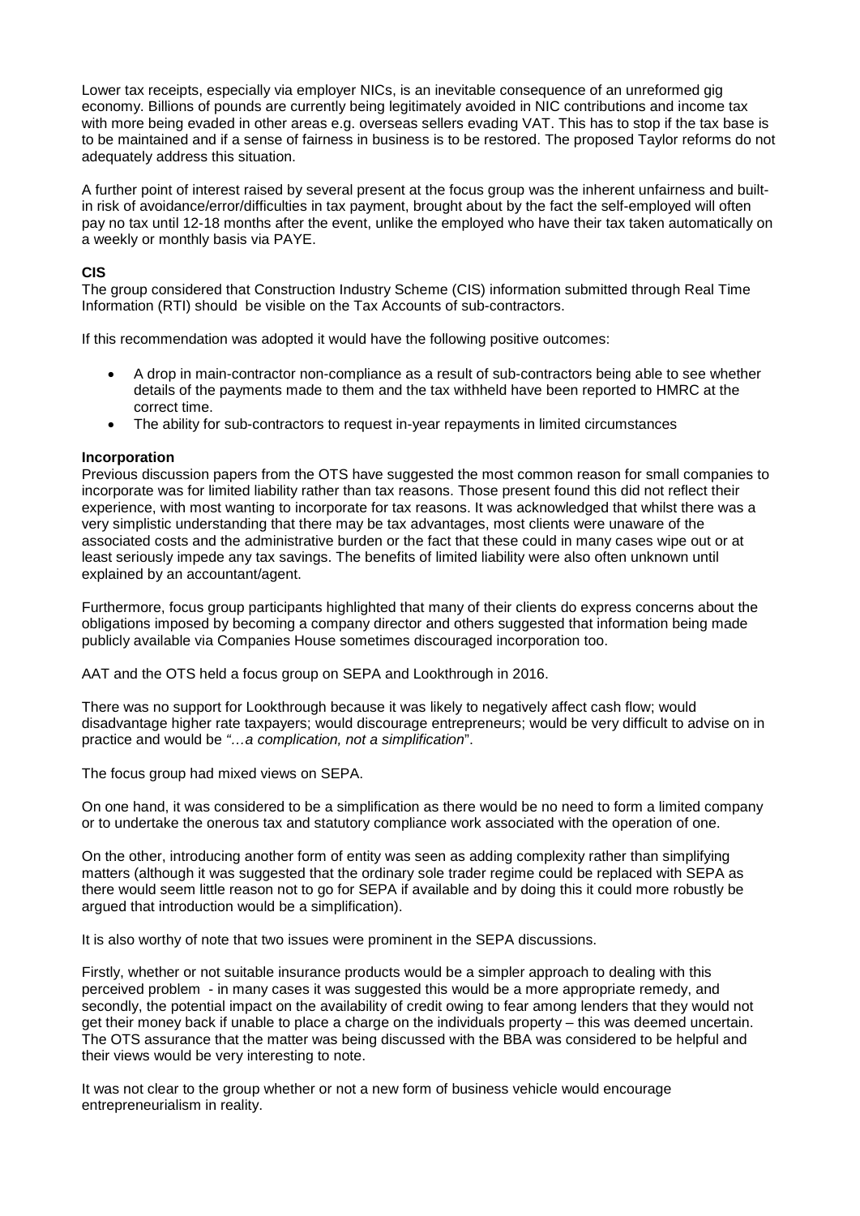Lower tax receipts, especially via employer NICs, is an inevitable consequence of an unreformed gig economy. Billions of pounds are currently being legitimately avoided in NIC contributions and income tax with more being evaded in other areas e.g. overseas sellers evading VAT. This has to stop if the tax base is to be maintained and if a sense of fairness in business is to be restored. The proposed Taylor reforms do not adequately address this situation.

A further point of interest raised by several present at the focus group was the inherent unfairness and built-in risk of avoidance/error/difficulties in tax payment, brought about by the fact the self-employed will often pay no tax until 12-18 months after the event, unlike the employed who have their tax taken automatically on a weekly or monthly basis via PAYE.

**CIS**

The group considered that Construction Industry Scheme (CIS) information submitted through Real Time Information (RTI) should be visible on the Tax Accounts of sub-contractors.

If this recommendation was adopted it would have the following positive outcomes:

- A drop in main-contractor non-compliance as a result of sub-contractors being able to see whether details of the payments made to them and the tax withheld have been reported to HMRC at the correct time.
- The ability for sub-contractors to request in-year repayments in limited circumstances

**Incorporation**

Previous discussion papers from the OTS have suggested the most common reason for small companies to incorporate was for limited liability rather than tax reasons. Those present found this did not reflect their experience, with most wanting to incorporate for tax reasons. It was acknowledged that whilst there was a very simplistic understanding that there may be tax advantages, most clients were unaware of the associated costs and the administrative burden or the fact that these could in many cases wipe out or at least seriously impede any tax savings. The benefits of limited liability were also often unknown until explained by an accountant/agent.

Furthermore, focus group participants highlighted that many of their clients do express concerns about the obligations imposed by becoming a company director and others suggested that information being made publicly available via Companies House sometimes discouraged incorporation too.

AAT and the OTS held a focus group on SEPA and Lookthrough in 2016.

There was no support for Lookthrough because it was likely to negatively affect cash flow; would disadvantage higher rate taxpayers; would discourage entrepreneurs; would be very difficult to advise on in practice and would be *"…a complication, not a simplification*".

The focus group had mixed views on SEPA.

On one hand, it was considered to be a simplification as there would be no need to form a limited company or to undertake the onerous tax and statutory compliance work associated with the operation of one.

On the other, introducing another form of entity was seen as adding complexity rather than simplifying matters (although it was suggested that the ordinary sole trader regime could be replaced with SEPA as there would seem little reason not to go for SEPA if available and by doing this it could more robustly be argued that introduction would be a simplification).

It is also worthy of note that two issues were prominent in the SEPA discussions.

Firstly, whether or not suitable insurance products would be a simpler approach to dealing with this perceived problem - in many cases it was suggested this would be a more appropriate remedy, and secondly, the potential impact on the availability of credit owing to fear among lenders that they would not get their money back if unable to place a charge on the individuals property – this was deemed uncertain. The OTS assurance that the matter was being discussed with the BBA was considered to be helpful and their views would be very interesting to note.

It was not clear to the group whether or not a new form of business vehicle would encourage entrepreneurialism in reality.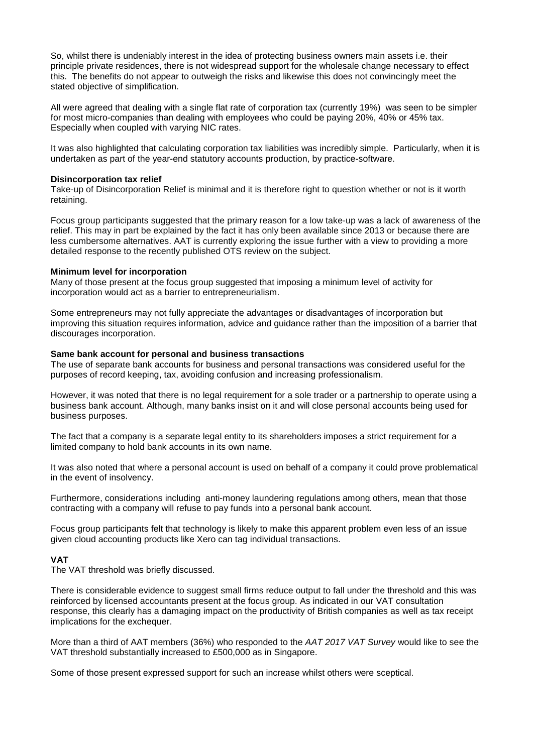So, whilst there is undeniably interest in the idea of protecting business owners main assets i.e. their principle private residences, there is not widespread support for the wholesale change necessary to effect this. The benefits do not appear to outweigh the risks and likewise this does not convincingly meet the stated objective of simplification.

All were agreed that dealing with a single flat rate of corporation tax (currently 19%) was seen to be simpler for most micro-companies than dealing with employees who could be paying 20%, 40% or 45% tax. Especially when coupled with varying NIC rates.

It was also highlighted that calculating corporation tax liabilities was incredibly simple. Particularly, when it is undertaken as part of the year-end statutory accounts production, by practice-software.

**Disincorporation tax relief**
Take-up of Disincorporation Relief is minimal and it is therefore right to question whether or not is it worth retaining.

Focus group participants suggested that the primary reason for a low take-up was a lack of awareness of the relief. This may in part be explained by the fact it has only been available since 2013 or because there are less cumbersome alternatives. AAT is currently exploring the issue further with a view to providing a more detailed response to the recently published OTS review on the subject.

**Minimum level for incorporation**
Many of those present at the focus group suggested that imposing a minimum level of activity for incorporation would act as a barrier to entrepreneurialism.

Some entrepreneurs may not fully appreciate the advantages or disadvantages of incorporation but improving this situation requires information, advice and guidance rather than the imposition of a barrier that discourages incorporation.

**Same bank account for personal and business transactions**
The use of separate bank accounts for business and personal transactions was considered useful for the purposes of record keeping, tax, avoiding confusion and increasing professionalism.

However, it was noted that there is no legal requirement for a sole trader or a partnership to operate using a business bank account. Although, many banks insist on it and will close personal accounts being used for business purposes.

The fact that a company is a separate legal entity to its shareholders imposes a strict requirement for a limited company to hold bank accounts in its own name.

It was also noted that where a personal account is used on behalf of a company it could prove problematical in the event of insolvency.

Furthermore, considerations including anti-money laundering regulations among others, mean that those contracting with a company will refuse to pay funds into a personal bank account.

Focus group participants felt that technology is likely to make this apparent problem even less of an issue given cloud accounting products like Xero can tag individual transactions.

**VAT**
The VAT threshold was briefly discussed.

There is considerable evidence to suggest small firms reduce output to fall under the threshold and this was reinforced by licensed accountants present at the focus group. As indicated in our VAT consultation response, this clearly has a damaging impact on the productivity of British companies as well as tax receipt implications for the exchequer.

More than a third of AAT members (36%) who responded to the *AAT 2017 VAT Survey* would like to see the VAT threshold substantially increased to £500,000 as in Singapore.

Some of those present expressed support for such an increase whilst others were sceptical.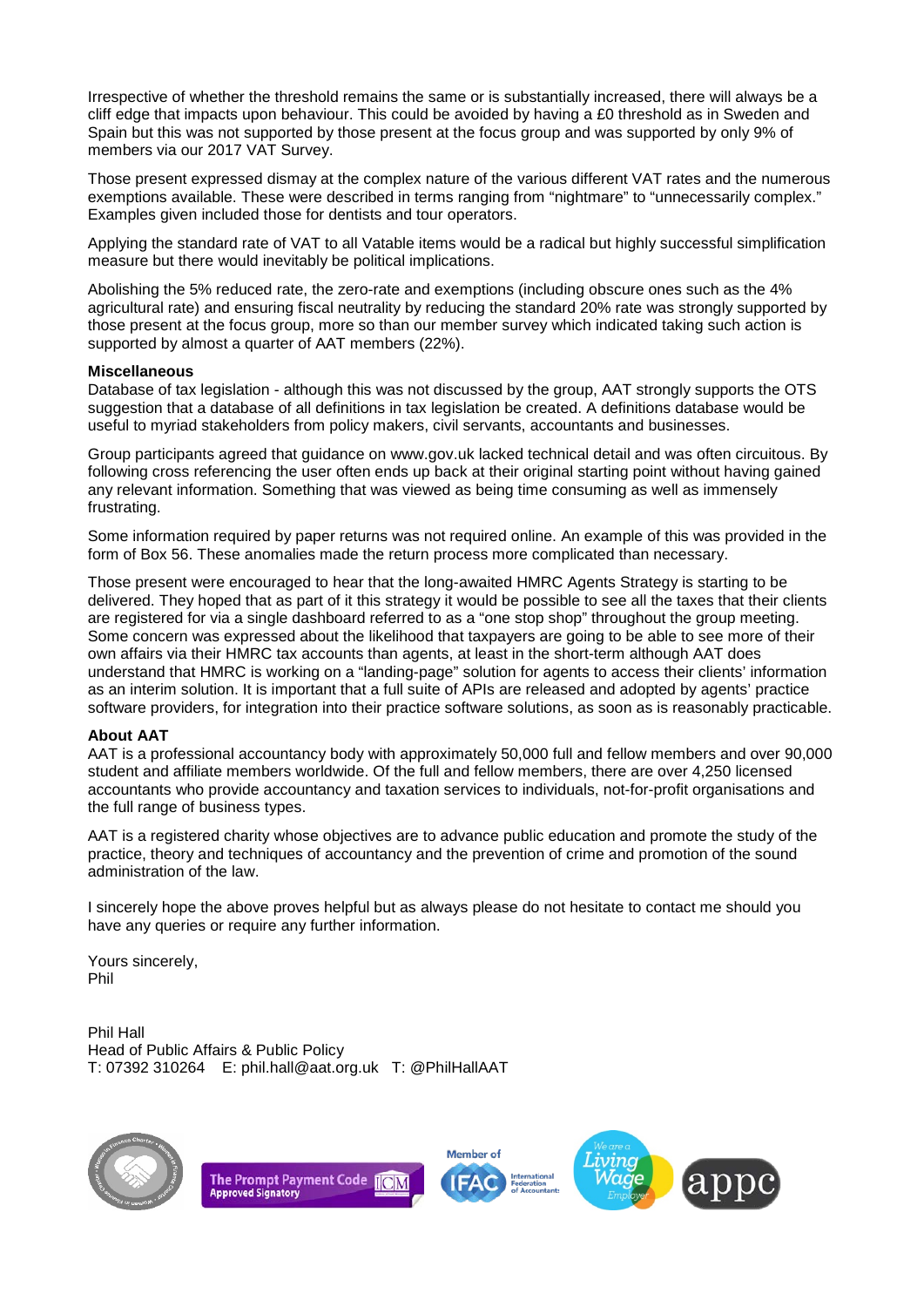Irrespective of whether the threshold remains the same or is substantially increased, there will always be a cliff edge that impacts upon behaviour. This could be avoided by having a £0 threshold as in Sweden and Spain but this was not supported by those present at the focus group and was supported by only 9% of members via our 2017 VAT Survey.

Those present expressed dismay at the complex nature of the various different VAT rates and the numerous exemptions available. These were described in terms ranging from "nightmare" to "unnecessarily complex." Examples given included those for dentists and tour operators.

Applying the standard rate of VAT to all Vatable items would be a radical but highly successful simplification measure but there would inevitably be political implications.

Abolishing the 5% reduced rate, the zero-rate and exemptions (including obscure ones such as the 4% agricultural rate) and ensuring fiscal neutrality by reducing the standard 20% rate was strongly supported by those present at the focus group, more so than our member survey which indicated taking such action is supported by almost a quarter of AAT members (22%).

**Miscellaneous**

Database of tax legislation - although this was not discussed by the group, AAT strongly supports the OTS suggestion that a database of all definitions in tax legislation be created. A definitions database would be useful to myriad stakeholders from policy makers, civil servants, accountants and businesses.

Group participants agreed that guidance on www.gov.uk lacked technical detail and was often circuitous. By following cross referencing the user often ends up back at their original starting point without having gained any relevant information. Something that was viewed as being time consuming as well as immensely frustrating.

Some information required by paper returns was not required online. An example of this was provided in the form of Box 56. These anomalies made the return process more complicated than necessary.

Those present were encouraged to hear that the long-awaited HMRC Agents Strategy is starting to be delivered. They hoped that as part of it this strategy it would be possible to see all the taxes that their clients are registered for via a single dashboard referred to as a "one stop shop" throughout the group meeting. Some concern was expressed about the likelihood that taxpayers are going to be able to see more of their own affairs via their HMRC tax accounts than agents, at least in the short-term although AAT does understand that HMRC is working on a "landing-page" solution for agents to access their clients' information as an interim solution. It is important that a full suite of APIs are released and adopted by agents' practice software providers, for integration into their practice software solutions, as soon as is reasonably practicable.

**About AAT**

AAT is a professional accountancy body with approximately 50,000 full and fellow members and over 90,000 student and affiliate members worldwide. Of the full and fellow members, there are over 4,250 licensed accountants who provide accountancy and taxation services to individuals, not-for-profit organisations and the full range of business types.

AAT is a registered charity whose objectives are to advance public education and promote the study of the practice, theory and techniques of accountancy and the prevention of crime and promotion of the sound administration of the law.

I sincerely hope the above proves helpful but as always please do not hesitate to contact me should you have any queries or require any further information.

Yours sincerely,
Phil

Phil Hall
Head of Public Affairs & Public Policy
T: 07392 310264 E: phil.hall@aat.org.uk T: @PhilHallAAT